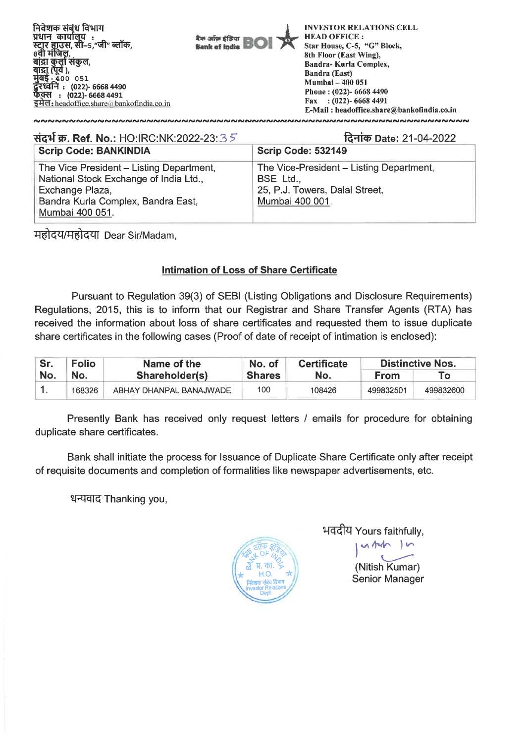निवेशक संबंध विभाग
प्रधान कार्यालय :
स्टार हाउस, सी-5, "जी" ब्लॉक,
8वी मंजिल,
बांद्रा कुर्ला संकुल,
बांद्रा (पूर्व),
मुंबई - 400 051
दूरध्वनि : (022)- 6668 4490
फैक्स : (022)- 6668 4491
इमेल: headoffice.share@bankofindia.co.in

बैंक ऑफ इंडिया Bank of India BOI

INVESTOR RELATIONS CELL
HEAD OFFICE :
Star House, C-5, "G" Block,
8th Floor (East Wing),
Bandra- Kurla Complex,
Bandra (East)
Mumbai – 400 051
Phone : (022)- 6668 4490
Fax : (022)- 6668 4491
E-Mail : headoffice.share@bankofindia.co.in

संदर्भ क्र. **Ref. No.:** HO:IRC:NK:2022-23:35

दिनांक **Date:** 21-04-2022

| **Scrip Code: BANKINDIA** | **Scrip Code: 532149** |
|---|---|
| The Vice President – Listing Department, National Stock Exchange of India Ltd., Exchange Plaza, Bandra Kurla Complex, Bandra East, Mumbai 400 051. | The Vice-President – Listing Department, BSE Ltd., 25, P.J. Towers, Dalal Street, Mumbai 400 001. |

महोदय/महोदया Dear Sir/Madam,

**Intimation of Loss of Share Certificate**

Pursuant to Regulation 39(3) of SEBI (Listing Obligations and Disclosure Requirements) Regulations, 2015, this is to inform that our Registrar and Share Transfer Agents (RTA) has received the information about loss of share certificates and requested them to issue duplicate share certificates in the following cases (Proof of date of receipt of intimation is enclosed):

| Sr. No. | Folio No. | Name of the Shareholder(s) | No. of Shares | Certificate No. | Distinctive Nos. | |
|---|---|---|---|---|---|---|
| | | | | | From | To |
| 1. | 168326 | ABHAY DHANPAL BANAJWADE | 100 | 108426 | 499832501 | 499832600 |

Presently Bank has received only request letters / emails for procedure for obtaining duplicate share certificates.

Bank shall initiate the process for Issuance of Duplicate Share Certificate only after receipt of requisite documents and completion of formalities like newspaper advertisements, etc.

धन्यवाद Thanking you,

भवदीय Yours faithfully,

(Nitish Kumar)
Senior Manager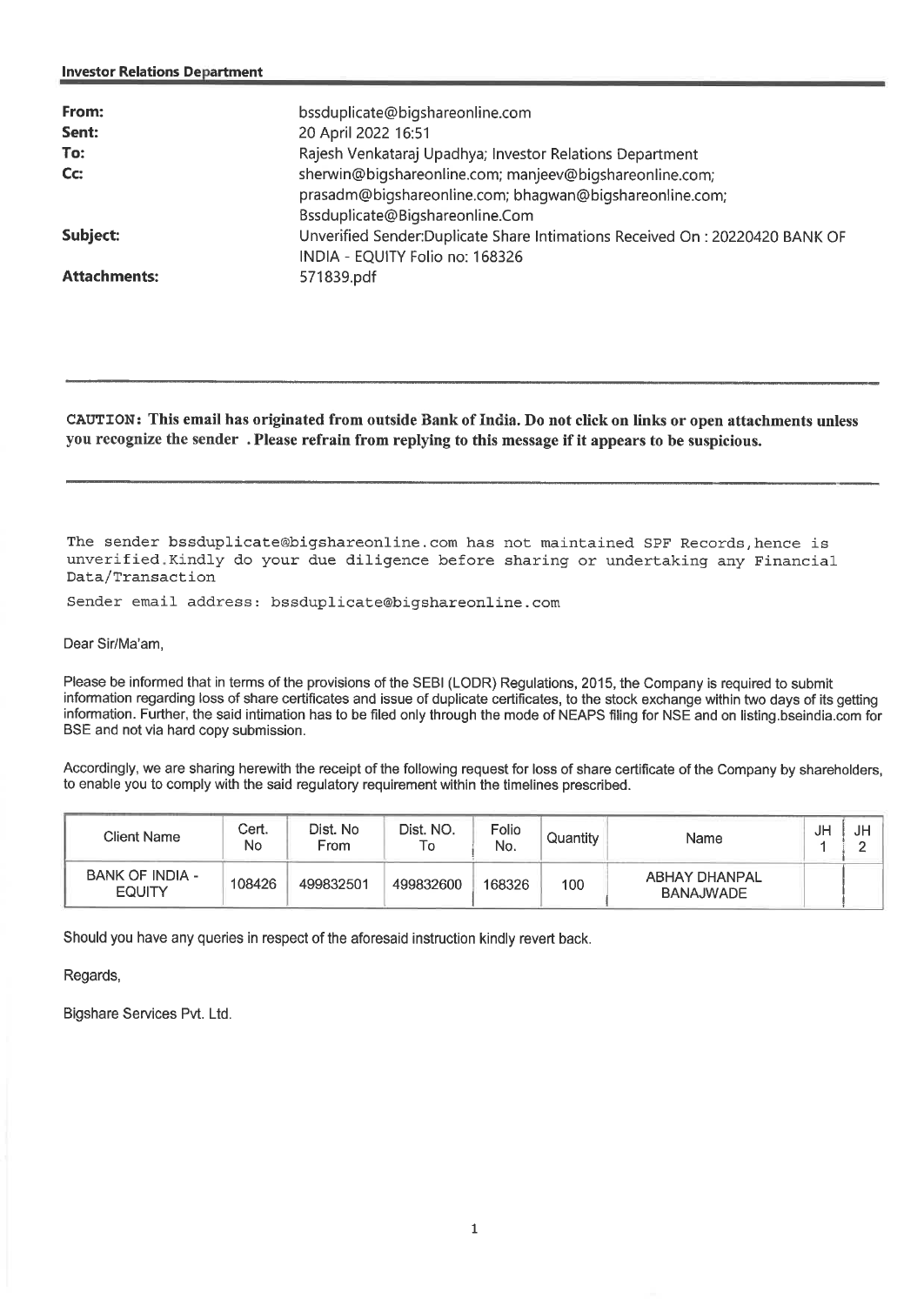**Investor Relations Department**

| | |
|---|---|
| **From:** | bssduplicate@bigshareonline.com |
| **Sent:** | 20 April 2022 16:51 |
| **To:** | Rajesh Venkataraj Upadhya; Investor Relations Department |
| **Cc:** | sherwin@bigshareonline.com; manjeev@bigshareonline.com; prasadm@bigshareonline.com; bhagwan@bigshareonline.com; Bssduplicate@Bigshareonline.Com |
| **Subject:** | Unverified Sender:Duplicate Share Intimations Received On : 20220420 BANK OF INDIA - EQUITY Folio no: 168326 |
| **Attachments:** | 571839.pdf |

---

**CAUTION: This email has originated from outside Bank of India. Do not click on links or open attachments unless you recognize the sender . Please refrain from replying to this message if it appears to be suspicious.**

---

The sender bssduplicate@bigshareonline.com has not maintained SPF Records,hence is unverified.Kindly do your due diligence before sharing or undertaking any Financial Data/Transaction

Sender email address: bssduplicate@bigshareonline.com

Dear Sir/Ma'am,

Please be informed that in terms of the provisions of the SEBI (LODR) Regulations, 2015, the Company is required to submit information regarding loss of share certificates and issue of duplicate certificates, to the stock exchange within two days of its getting information. Further, the said intimation has to be filed only through the mode of NEAPS filing for NSE and on listing.bseindia.com for BSE and not via hard copy submission.

Accordingly, we are sharing herewith the receipt of the following request for loss of share certificate of the Company by shareholders, to enable you to comply with the said regulatory requirement within the timelines prescribed.

| Client Name | Cert. No | Dist. No From | Dist. NO. To | Folio No. | Quantity | Name | JH 1 | JH 2 |
|---|---|---|---|---|---|---|---|---|
| BANK OF INDIA - EQUITY | 108426 | 499832501 | 499832600 | 168326 | 100 | ABHAY DHANPAL BANAJWADE | | |

Should you have any queries in respect of the aforesaid instruction kindly revert back.

Regards,

Bigshare Services Pvt. Ltd.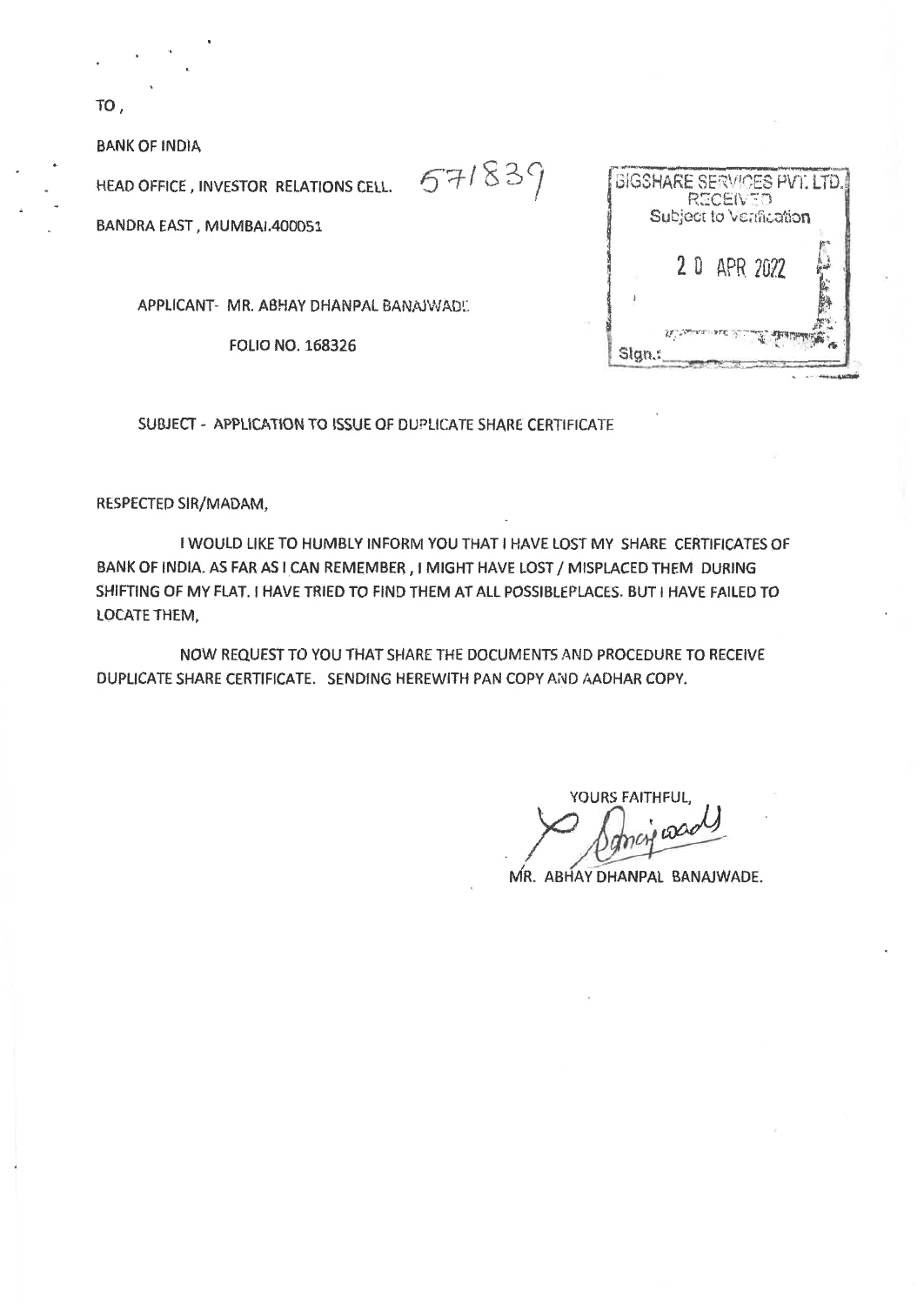TO ,

BANK OF INDIA

HEAD OFFICE , INVESTOR RELATIONS CELL. 571839

BANDRA EAST , MUMBAI.400051

BIGSHARE SERVICES PVT. LTD.
RECEIVED
Subject to Verification

20 APR 2022

Sign.:

APPLICANT- MR. ABHAY DHANPAL BANAJWADE

FOLIO NO. 168326

SUBJECT - APPLICATION TO ISSUE OF DUPLICATE SHARE CERTIFICATE

RESPECTED SIR/MADAM,

I WOULD LIKE TO HUMBLY INFORM YOU THAT I HAVE LOST MY SHARE CERTIFICATES OF BANK OF INDIA. AS FAR AS I CAN REMEMBER , I MIGHT HAVE LOST / MISPLACED THEM DURING SHIFTING OF MY FLAT. I HAVE TRIED TO FIND THEM AT ALL POSSIBLEPLACES. BUT I HAVE FAILED TO LOCATE THEM,

NOW REQUEST TO YOU THAT SHARE THE DOCUMENTS AND PROCEDURE TO RECEIVE DUPLICATE SHARE CERTIFICATE. SENDING HEREWITH PAN COPY AND AADHAR COPY.

YOURS FAITHFUL,

MR. ABHAY DHANPAL BANAJWADE.